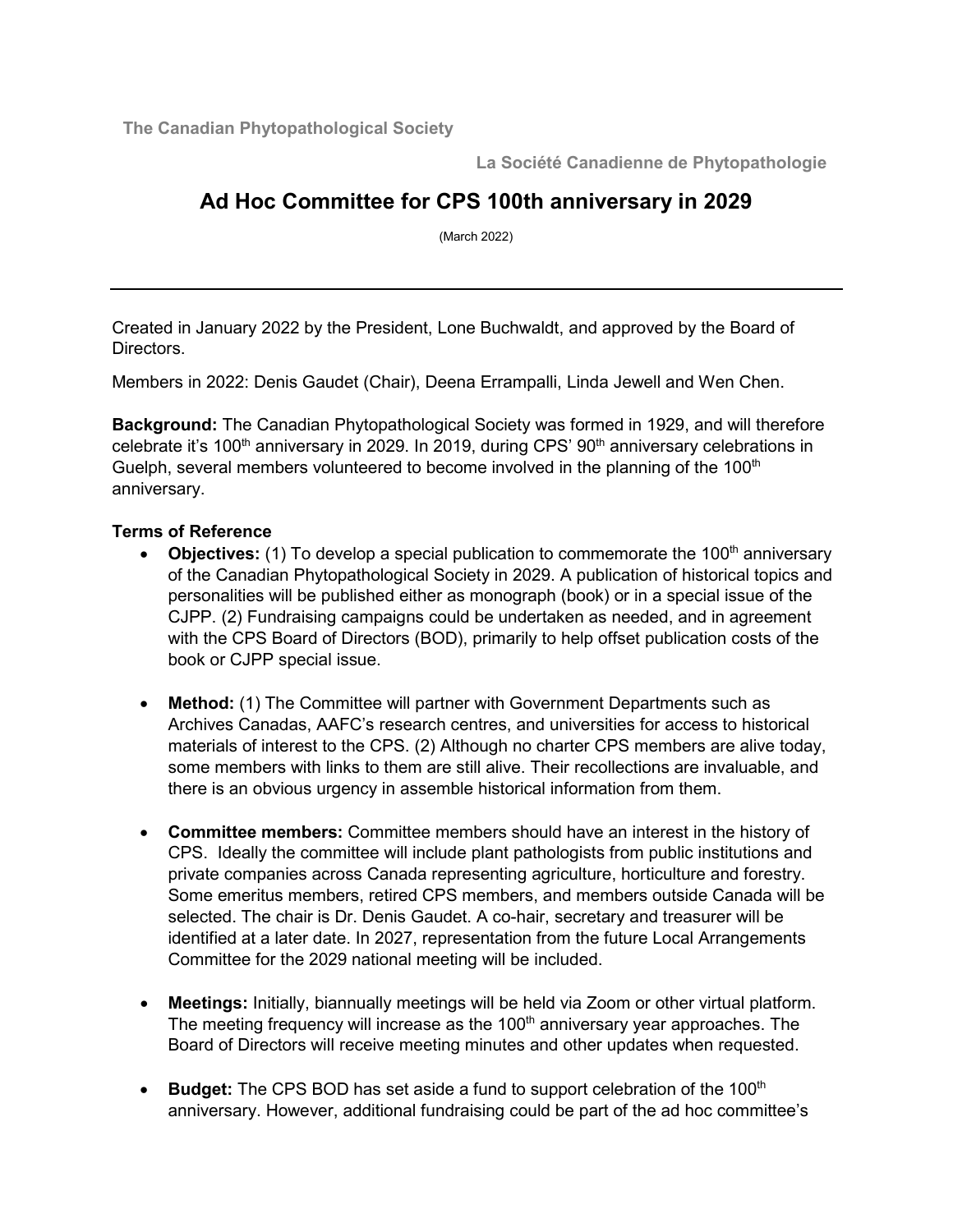**The Canadian Phytopathological Society**

**La Société Canadienne de Phytopathologie**

# Ad Hoc Committee for CPS 100th anniversary in 2029

(March 2022)

---

Created in January 2022 by the President, Lone Buchwaldt, and approved by the Board of Directors.

Members in 2022: Denis Gaudet (Chair), Deena Errampalli, Linda Jewell and Wen Chen.

**Background:** The Canadian Phytopathological Society was formed in 1929, and will therefore celebrate it's 100th anniversary in 2029. In 2019, during CPS' 90th anniversary celebrations in Guelph, several members volunteered to become involved in the planning of the 100th anniversary.

**Terms of Reference**

- **Objectives:** (1) To develop a special publication to commemorate the 100th anniversary of the Canadian Phytopathological Society in 2029. A publication of historical topics and personalities will be published either as monograph (book) or in a special issue of the CJPP. (2) Fundraising campaigns could be undertaken as needed, and in agreement with the CPS Board of Directors (BOD), primarily to help offset publication costs of the book or CJPP special issue.

- **Method:** (1) The Committee will partner with Government Departments such as Archives Canadas, AAFC's research centres, and universities for access to historical materials of interest to the CPS. (2) Although no charter CPS members are alive today, some members with links to them are still alive. Their recollections are invaluable, and there is an obvious urgency in assemble historical information from them.

- **Committee members:** Committee members should have an interest in the history of CPS. Ideally the committee will include plant pathologists from public institutions and private companies across Canada representing agriculture, horticulture and forestry. Some emeritus members, retired CPS members, and members outside Canada will be selected. The chair is Dr. Denis Gaudet. A co-hair, secretary and treasurer will be identified at a later date. In 2027, representation from the future Local Arrangements Committee for the 2029 national meeting will be included.

- **Meetings:** Initially, biannually meetings will be held via Zoom or other virtual platform. The meeting frequency will increase as the 100th anniversary year approaches. The Board of Directors will receive meeting minutes and other updates when requested.

- **Budget:** The CPS BOD has set aside a fund to support celebration of the 100th anniversary. However, additional fundraising could be part of the ad hoc committee's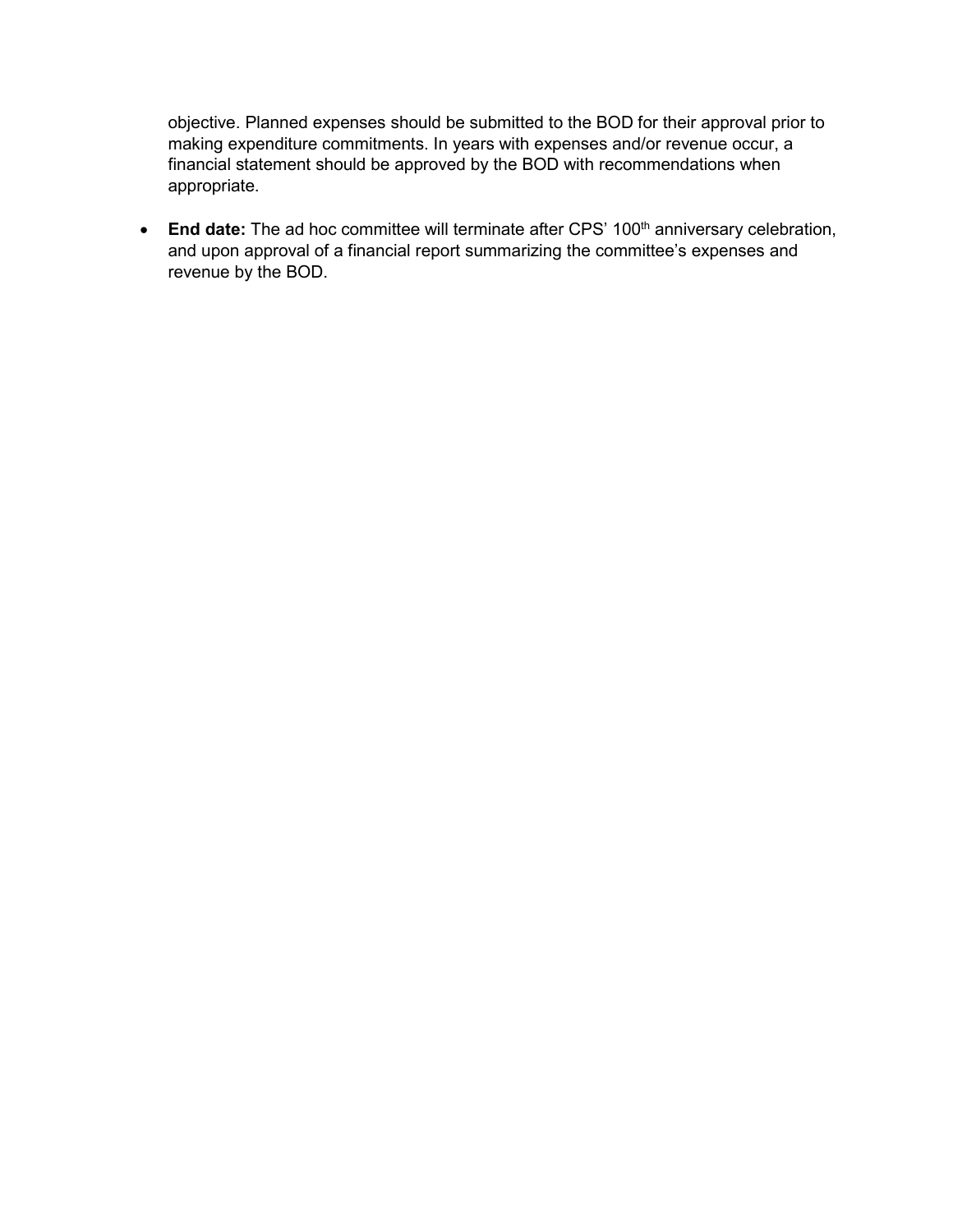objective. Planned expenses should be submitted to the BOD for their approval prior to making expenditure commitments. In years with expenses and/or revenue occur, a financial statement should be approved by the BOD with recommendations when appropriate.

- **End date:** The ad hoc committee will terminate after CPS' 100th anniversary celebration, and upon approval of a financial report summarizing the committee's expenses and revenue by the BOD.